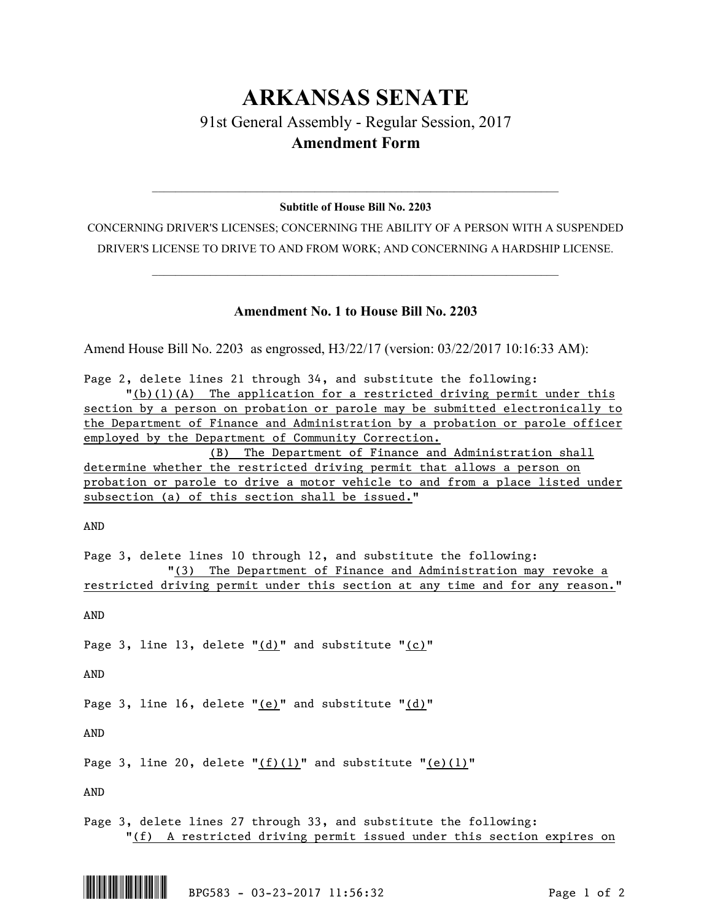# ARKANSAS SENATE

## 91st General Assembly - Regular Session, 2017

### Amendment Form

---

**Subtitle of House Bill No. 2203**

CONCERNING DRIVER'S LICENSES; CONCERNING THE ABILITY OF A PERSON WITH A SUSPENDED DRIVER'S LICENSE TO DRIVE TO AND FROM WORK; AND CONCERNING A HARDSHIP LICENSE.

---

### Amendment No. 1 to House Bill No. 2203

Amend House Bill No. 2203 as engrossed, H3/22/17 (version: 03/22/2017 10:16:33 AM):

Page 2, delete lines 21 through 34, and substitute the following:

"(b)(1)(A) The application for a restricted driving permit under this section by a person on probation or parole may be submitted electronically to the Department of Finance and Administration by a probation or parole officer employed by the Department of Community Correction.

(B) The Department of Finance and Administration shall determine whether the restricted driving permit that allows a person on probation or parole to drive a motor vehicle to and from a place listed under subsection (a) of this section shall be issued."

AND

Page 3, delete lines 10 through 12, and substitute the following:

"(3) The Department of Finance and Administration may revoke a restricted driving permit under this section at any time and for any reason."

AND

Page 3, line 13, delete "(d)" and substitute "(c)"

AND

Page 3, line 16, delete "(e)" and substitute "(d)"

AND

Page 3, line 20, delete "(f)(1)" and substitute "(e)(1)"

AND

Page 3, delete lines 27 through 33, and substitute the following:

"(f) A restricted driving permit issued under this section expires on

BPG583 - 03-23-2017 11:56:32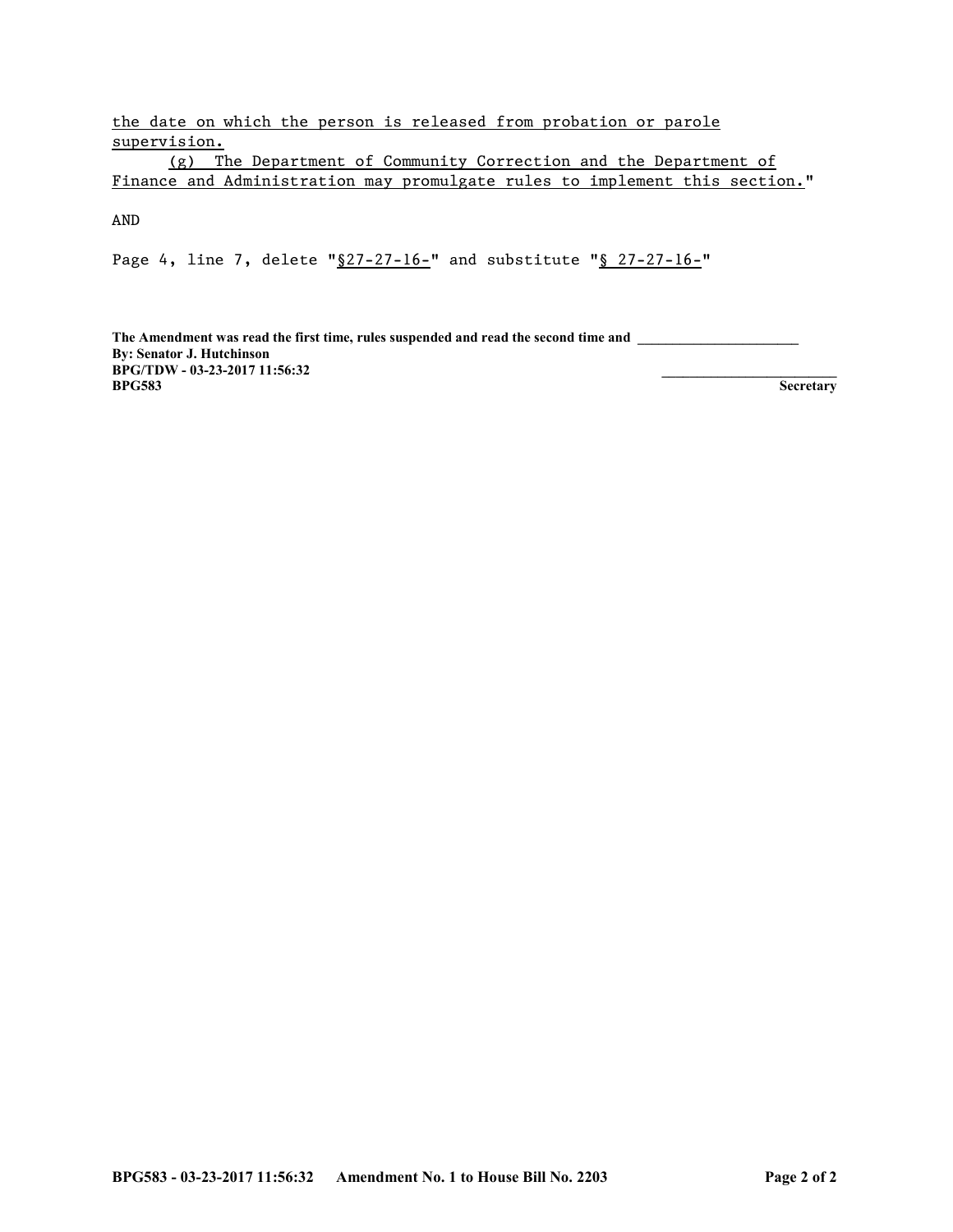the date on which the person is released from probation or parole supervision.

(g) The Department of Community Correction and the Department of Finance and Administration may promulgate rules to implement this section."

AND

Page 4, line 7, delete "§27-27-16-" and substitute "§ 27-27-16-"

**The Amendment was read the first time, rules suspended and read the second time and \_\_\_\_\_\_\_\_\_\_\_\_\_\_\_\_\_\_\_\_\_\_**
**By: Senator J. Hutchinson**
**BPG/TDW - 03-23-2017 11:56:32**
**BPG583**

\_\_\_\_\_\_\_\_\_\_\_\_\_\_\_\_\_\_\_\_\_\_\_\_
**Secretary**